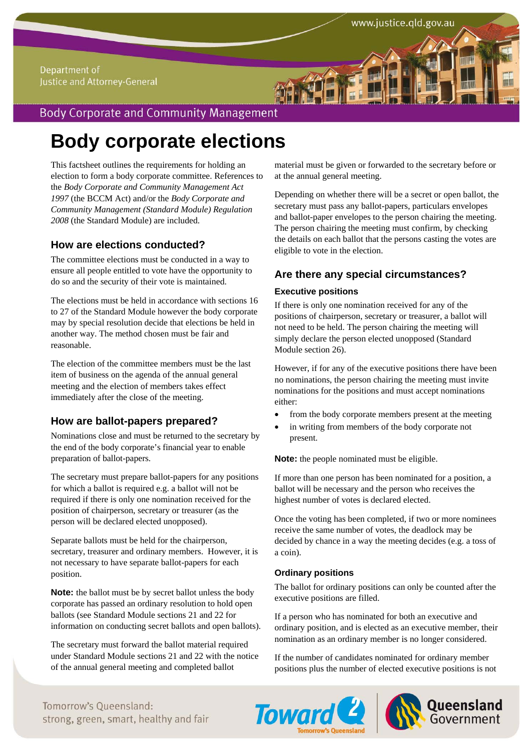# Body corporate elections

This factsheet outlines the requirements for holding an election to form a body corporate committee. References to the *Body Corporate and Community Management Act 1997* (the BCCM Act) and/or the *Body Corporate and Community Management (Standard Module) Regulation 2008* (the Standard Module) are included.

## How are elections conducted?

The committee elections must be conducted in a way to ensure all people entitled to vote have the opportunity to do so and the security of their vote is maintained.

The elections must be held in accordance with sections 16 to 27 of the Standard Module however the body corporate may by special resolution decide that elections be held in another way. The method chosen must be fair and reasonable.

The election of the committee members must be the last item of business on the agenda of the annual general meeting and the election of members takes effect immediately after the close of the meeting.

## How are ballot-papers prepared?

Nominations close and must be returned to the secretary by the end of the body corporate's financial year to enable preparation of ballot-papers.

The secretary must prepare ballot-papers for any positions for which a ballot is required e.g. a ballot will not be required if there is only one nomination received for the position of chairperson, secretary or treasurer (as the person will be declared elected unopposed).

Separate ballots must be held for the chairperson, secretary, treasurer and ordinary members. However, it is not necessary to have separate ballot-papers for each position.

**Note:** the ballot must be by secret ballot unless the body corporate has passed an ordinary resolution to hold open ballots (see Standard Module sections 21 and 22 for information on conducting secret ballots and open ballots).

The secretary must forward the ballot material required under Standard Module sections 21 and 22 with the notice of the annual general meeting and completed ballot material must be given or forwarded to the secretary before or at the annual general meeting.

Depending on whether there will be a secret or open ballot, the secretary must pass any ballot-papers, particulars envelopes and ballot-paper envelopes to the person chairing the meeting. The person chairing the meeting must confirm, by checking the details on each ballot that the persons casting the votes are eligible to vote in the election.

## Are there any special circumstances?

### Executive positions

If there is only one nomination received for any of the positions of chairperson, secretary or treasurer, a ballot will not need to be held. The person chairing the meeting will simply declare the person elected unopposed (Standard Module section 26).

However, if for any of the executive positions there have been no nominations, the person chairing the meeting must invite nominations for the positions and must accept nominations either:

- from the body corporate members present at the meeting
- in writing from members of the body corporate not present.

**Note:** the people nominated must be eligible.

If more than one person has been nominated for a position, a ballot will be necessary and the person who receives the highest number of votes is declared elected.

Once the voting has been completed, if two or more nominees receive the same number of votes, the deadlock may be decided by chance in a way the meeting decides (e.g. a toss of a coin).

### Ordinary positions

The ballot for ordinary positions can only be counted after the executive positions are filled.

If a person who has nominated for both an executive and ordinary position, and is elected as an executive member, their nomination as an ordinary member is no longer considered.

If the number of candidates nominated for ordinary member positions plus the number of elected executive positions is not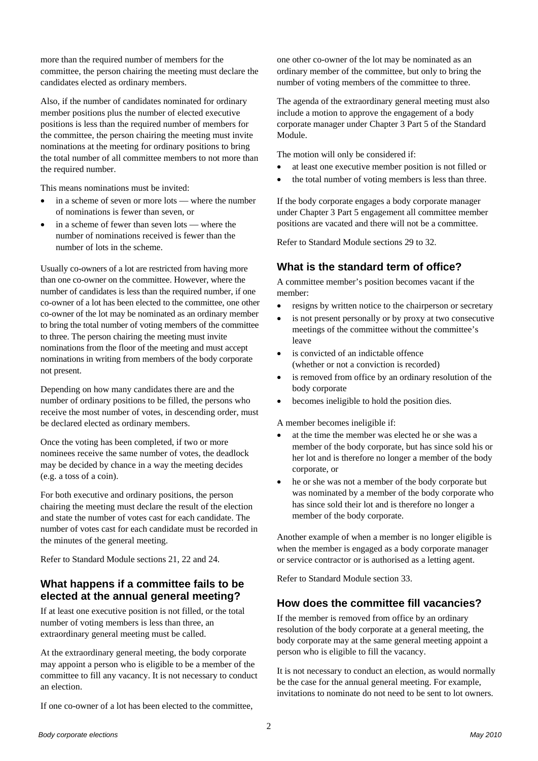more than the required number of members for the committee, the person chairing the meeting must declare the candidates elected as ordinary members.

Also, if the number of candidates nominated for ordinary member positions plus the number of elected executive positions is less than the required number of members for the committee, the person chairing the meeting must invite nominations at the meeting for ordinary positions to bring the total number of all committee members to not more than the required number.

This means nominations must be invited:

- in a scheme of seven or more lots — where the number of nominations is fewer than seven, or
- in a scheme of fewer than seven lots — where the number of nominations received is fewer than the number of lots in the scheme.

Usually co-owners of a lot are restricted from having more than one co-owner on the committee. However, where the number of candidates is less than the required number, if one co-owner of a lot has been elected to the committee, one other co-owner of the lot may be nominated as an ordinary member to bring the total number of voting members of the committee to three. The person chairing the meeting must invite nominations from the floor of the meeting and must accept nominations in writing from members of the body corporate not present.

Depending on how many candidates there are and the number of ordinary positions to be filled, the persons who receive the most number of votes, in descending order, must be declared elected as ordinary members.

Once the voting has been completed, if two or more nominees receive the same number of votes, the deadlock may be decided by chance in a way the meeting decides (e.g. a toss of a coin).

For both executive and ordinary positions, the person chairing the meeting must declare the result of the election and state the number of votes cast for each candidate. The number of votes cast for each candidate must be recorded in the minutes of the general meeting.

Refer to Standard Module sections 21, 22 and 24.

## What happens if a committee fails to be elected at the annual general meeting?

If at least one executive position is not filled, or the total number of voting members is less than three, an extraordinary general meeting must be called.

At the extraordinary general meeting, the body corporate may appoint a person who is eligible to be a member of the committee to fill any vacancy. It is not necessary to conduct an election.

If one co-owner of a lot has been elected to the committee, one other co-owner of the lot may be nominated as an ordinary member of the committee, but only to bring the number of voting members of the committee to three.

The agenda of the extraordinary general meeting must also include a motion to approve the engagement of a body corporate manager under Chapter 3 Part 5 of the Standard Module.

The motion will only be considered if:

- at least one executive member position is not filled or
- the total number of voting members is less than three.

If the body corporate engages a body corporate manager under Chapter 3 Part 5 engagement all committee member positions are vacated and there will not be a committee.

Refer to Standard Module sections 29 to 32.

## What is the standard term of office?

A committee member's position becomes vacant if the member:

- resigns by written notice to the chairperson or secretary
- is not present personally or by proxy at two consecutive meetings of the committee without the committee's leave
- is convicted of an indictable offence (whether or not a conviction is recorded)
- is removed from office by an ordinary resolution of the body corporate
- becomes ineligible to hold the position dies.

A member becomes ineligible if:

- at the time the member was elected he or she was a member of the body corporate, but has since sold his or her lot and is therefore no longer a member of the body corporate, or
- he or she was not a member of the body corporate but was nominated by a member of the body corporate who has since sold their lot and is therefore no longer a member of the body corporate.

Another example of when a member is no longer eligible is when the member is engaged as a body corporate manager or service contractor or is authorised as a letting agent.

Refer to Standard Module section 33.

## How does the committee fill vacancies?

If the member is removed from office by an ordinary resolution of the body corporate at a general meeting, the body corporate may at the same general meeting appoint a person who is eligible to fill the vacancy.

It is not necessary to conduct an election, as would normally be the case for the annual general meeting. For example, invitations to nominate do not need to be sent to lot owners.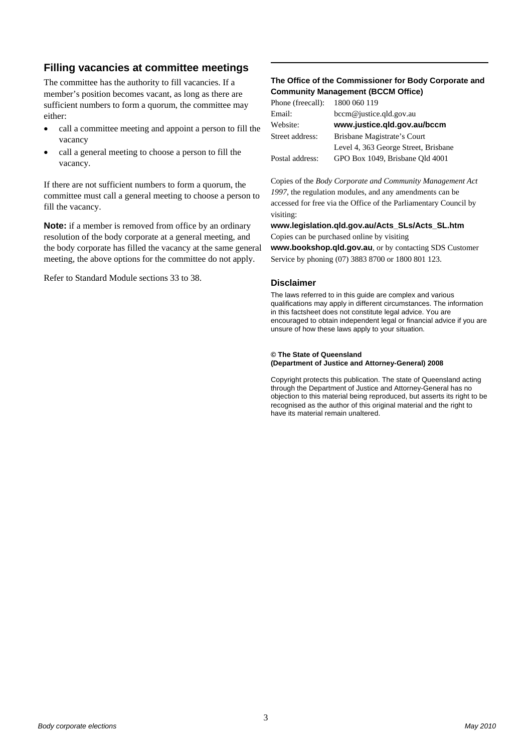## Filling vacancies at committee meetings

The committee has the authority to fill vacancies. If a member's position becomes vacant, as long as there are sufficient numbers to form a quorum, the committee may either:

- call a committee meeting and appoint a person to fill the vacancy
- call a general meeting to choose a person to fill the vacancy.

If there are not sufficient numbers to form a quorum, the committee must call a general meeting to choose a person to fill the vacancy.

**Note:** if a member is removed from office by an ordinary resolution of the body corporate at a general meeting, and the body corporate has filled the vacancy at the same general meeting, the above options for the committee do not apply.

Refer to Standard Module sections 33 to 38.

**The Office of the Commissioner for Body Corporate and Community Management (BCCM Office)**

| | |
|---|---|
| Phone (freecall): | 1800 060 119 |
| Email: | bccm@justice.qld.gov.au |
| Website: | **www.justice.qld.gov.au/bccm** |
| Street address: | Brisbane Magistrate's Court<br>Level 4, 363 George Street, Brisbane |
| Postal address: | GPO Box 1049, Brisbane Qld 4001 |

Copies of the *Body Corporate and Community Management Act 1997*, the regulation modules, and any amendments can be accessed for free via the Office of the Parliamentary Council by visiting:

**www.legislation.qld.gov.au/Acts_SLs/Acts_SL.htm**

Copies can be purchased online by visiting **www.bookshop.qld.gov.au**, or by contacting SDS Customer Service by phoning (07) 3883 8700 or 1800 801 123.

### Disclaimer

The laws referred to in this guide are complex and various qualifications may apply in different circumstances. The information in this factsheet does not constitute legal advice. You are encouraged to obtain independent legal or financial advice if you are unsure of how these laws apply to your situation.

**© The State of Queensland**
**(Department of Justice and Attorney-General) 2008**

Copyright protects this publication. The state of Queensland acting through the Department of Justice and Attorney-General has no objection to this material being reproduced, but asserts its right to be recognised as the author of this original material and the right to have its material remain unaltered.